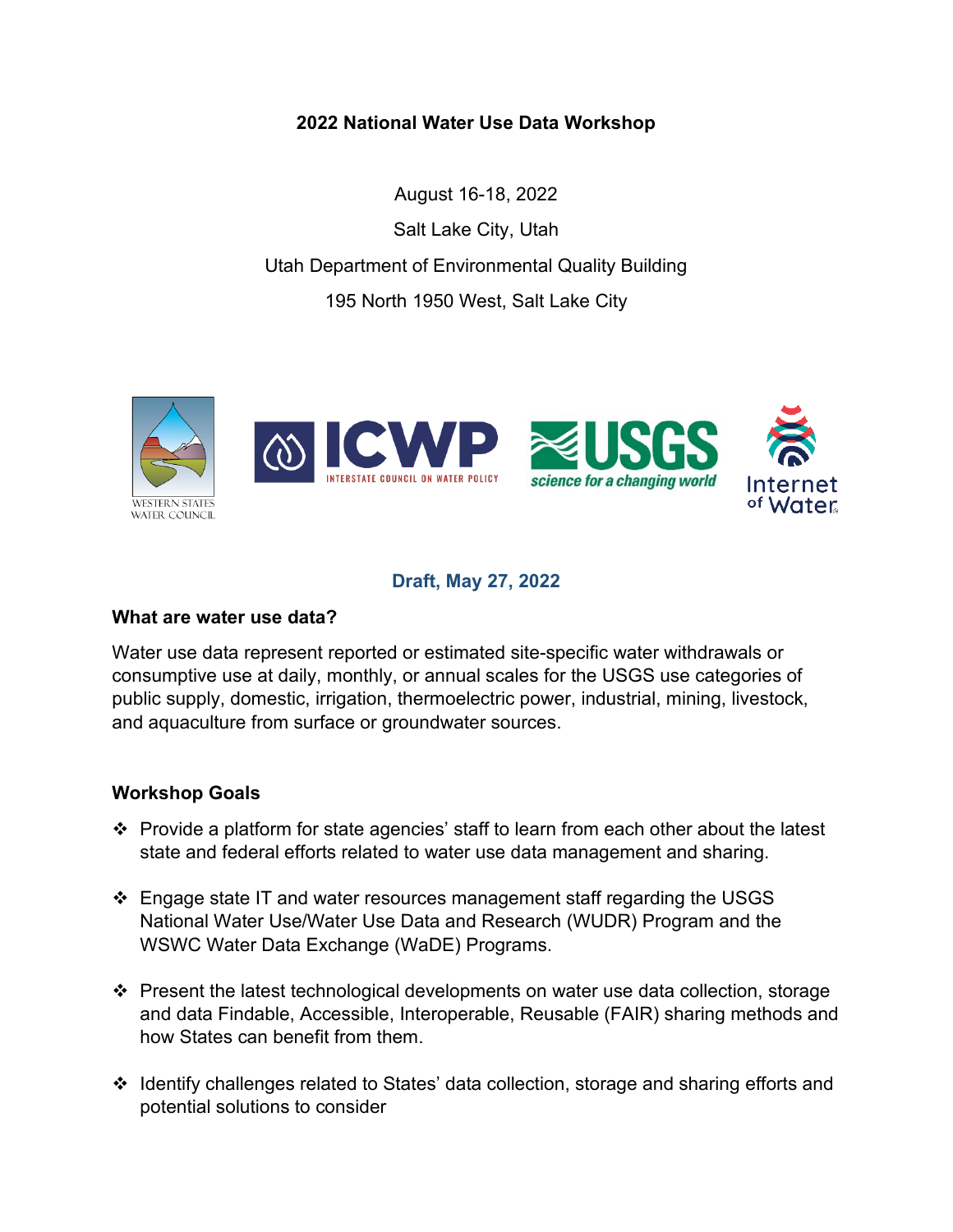# 2022 National Water Use Data Workshop

August 16-18, 2022

Salt Lake City, Utah

Utah Department of Environmental Quality Building

195 North 1950 West, Salt Lake City

**Draft, May 27, 2022**

## What are water use data?

Water use data represent reported or estimated site-specific water withdrawals or consumptive use at daily, monthly, or annual scales for the USGS use categories of public supply, domestic, irrigation, thermoelectric power, industrial, mining, livestock, and aquaculture from surface or groundwater sources.

## Workshop Goals

- Provide a platform for state agencies' staff to learn from each other about the latest state and federal efforts related to water use data management and sharing.
- Engage state IT and water resources management staff regarding the USGS National Water Use/Water Use Data and Research (WUDR) Program and the WSWC Water Data Exchange (WaDE) Programs.
- Present the latest technological developments on water use data collection, storage and data Findable, Accessible, Interoperable, Reusable (FAIR) sharing methods and how States can benefit from them.
- Identify challenges related to States' data collection, storage and sharing efforts and potential solutions to consider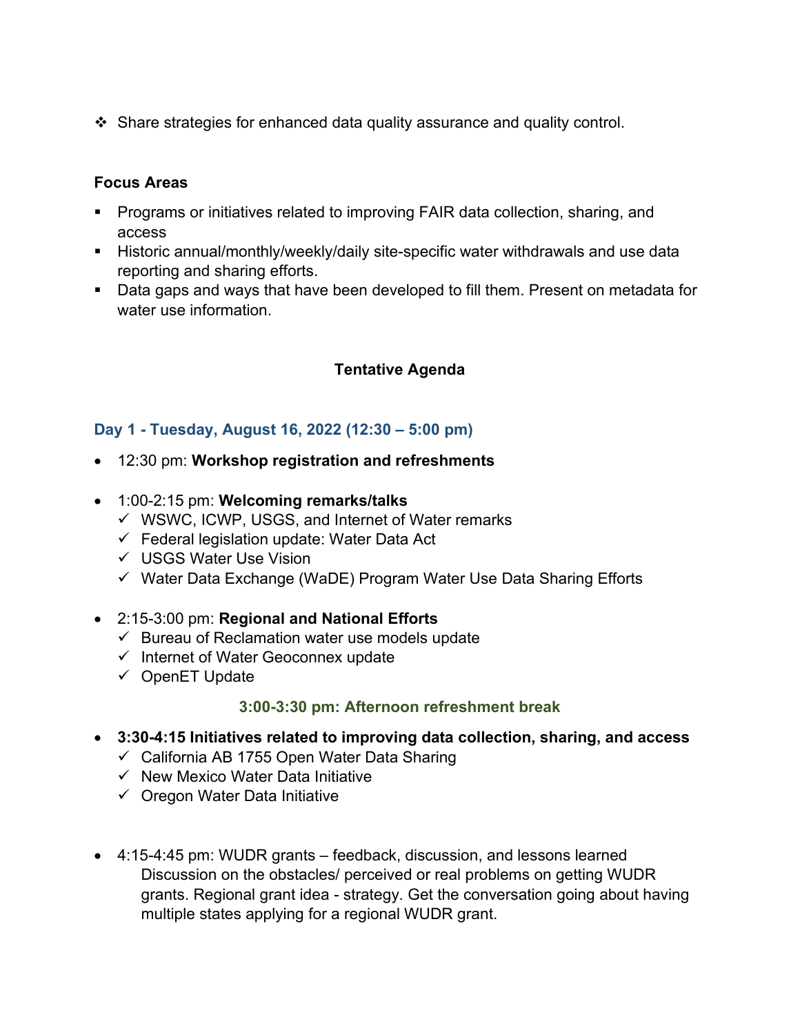- Share strategies for enhanced data quality assurance and quality control.

**Focus Areas**

- Programs or initiatives related to improving FAIR data collection, sharing, and access
- Historic annual/monthly/weekly/daily site-specific water withdrawals and use data reporting and sharing efforts.
- Data gaps and ways that have been developed to fill them. Present on metadata for water use information.

## Tentative Agenda

### Day 1 - Tuesday, August 16, 2022 (12:30 – 5:00 pm)

- 12:30 pm: **Workshop registration and refreshments**
- 1:00-2:15 pm: **Welcoming remarks/talks**
  - ✓ WSWC, ICWP, USGS, and Internet of Water remarks
  - ✓ Federal legislation update: Water Data Act
  - ✓ USGS Water Use Vision
  - ✓ Water Data Exchange (WaDE) Program Water Use Data Sharing Efforts
- 2:15-3:00 pm: **Regional and National Efforts**
  - ✓ Bureau of Reclamation water use models update
  - ✓ Internet of Water Geoconnex update
  - ✓ OpenET Update

**3:00-3:30 pm: Afternoon refreshment break**

- **3:30-4:15 Initiatives related to improving data collection, sharing, and access**
  - ✓ California AB 1755 Open Water Data Sharing
  - ✓ New Mexico Water Data Initiative
  - ✓ Oregon Water Data Initiative
- 4:15-4:45 pm: WUDR grants – feedback, discussion, and lessons learned
  Discussion on the obstacles/ perceived or real problems on getting WUDR grants. Regional grant idea - strategy. Get the conversation going about having multiple states applying for a regional WUDR grant.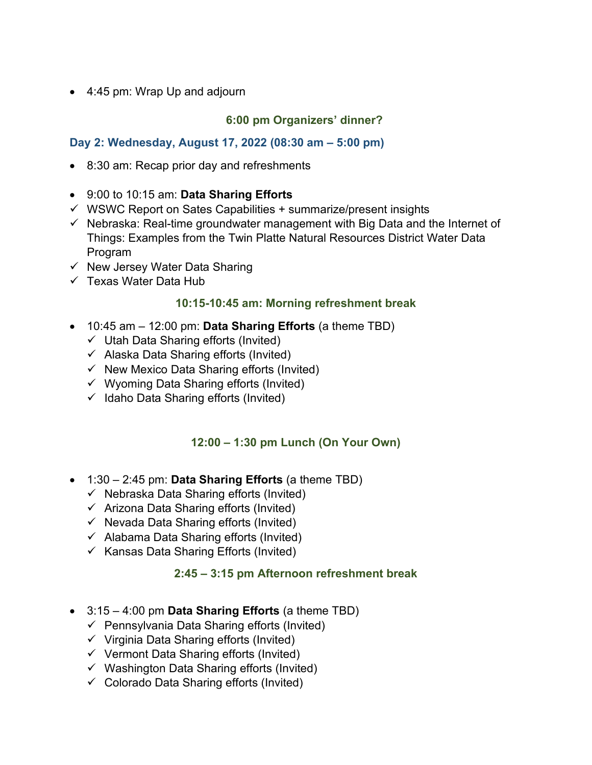- 4:45 pm: Wrap Up and adjourn

**6:00 pm Organizers' dinner?**

### Day 2: Wednesday, August 17, 2022 (08:30 am – 5:00 pm)

- 8:30 am: Recap prior day and refreshments

- 9:00 to 10:15 am: **Data Sharing Efforts**
- ✓ WSWC Report on Sates Capabilities + summarize/present insights
- ✓ Nebraska: Real-time groundwater management with Big Data and the Internet of Things: Examples from the Twin Platte Natural Resources District Water Data Program
- ✓ New Jersey Water Data Sharing
- ✓ Texas Water Data Hub

**10:15-10:45 am: Morning refreshment break**

- 10:45 am – 12:00 pm: **Data Sharing Efforts** (a theme TBD)
  - ✓ Utah Data Sharing efforts (Invited)
  - ✓ Alaska Data Sharing efforts (Invited)
  - ✓ New Mexico Data Sharing efforts (Invited)
  - ✓ Wyoming Data Sharing efforts (Invited)
  - ✓ Idaho Data Sharing efforts (Invited)

**12:00 – 1:30 pm Lunch (On Your Own)**

- 1:30 – 2:45 pm: **Data Sharing Efforts** (a theme TBD)
  - ✓ Nebraska Data Sharing efforts (Invited)
  - ✓ Arizona Data Sharing efforts (Invited)
  - ✓ Nevada Data Sharing efforts (Invited)
  - ✓ Alabama Data Sharing efforts (Invited)
  - ✓ Kansas Data Sharing Efforts (Invited)

**2:45 – 3:15 pm Afternoon refreshment break**

- 3:15 – 4:00 pm **Data Sharing Efforts** (a theme TBD)
  - ✓ Pennsylvania Data Sharing efforts (Invited)
  - ✓ Virginia Data Sharing efforts (Invited)
  - ✓ Vermont Data Sharing efforts (Invited)
  - ✓ Washington Data Sharing efforts (Invited)
  - ✓ Colorado Data Sharing efforts (Invited)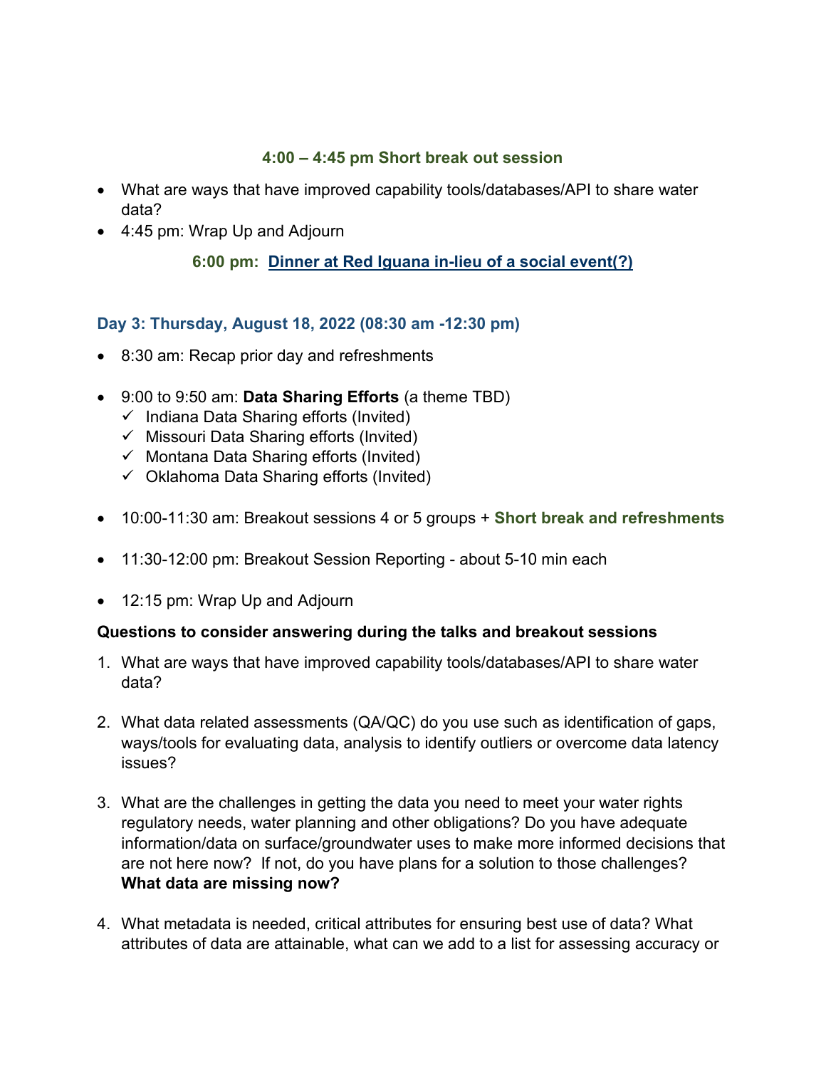**4:00 – 4:45 pm Short break out session**

- What are ways that have improved capability tools/databases/API to share water data?
- 4:45 pm: Wrap Up and Adjourn

**6:00 pm: Dinner at Red Iguana in-lieu of a social event(?)**

### Day 3: Thursday, August 18, 2022 (08:30 am -12:30 pm)

- 8:30 am: Recap prior day and refreshments
- 9:00 to 9:50 am: **Data Sharing Efforts** (a theme TBD)
  - ✓ Indiana Data Sharing efforts (Invited)
  - ✓ Missouri Data Sharing efforts (Invited)
  - ✓ Montana Data Sharing efforts (Invited)
  - ✓ Oklahoma Data Sharing efforts (Invited)
- 10:00-11:30 am: Breakout sessions 4 or 5 groups + **Short break and refreshments**
- 11:30-12:00 pm: Breakout Session Reporting - about 5-10 min each
- 12:15 pm: Wrap Up and Adjourn

**Questions to consider answering during the talks and breakout sessions**

1. What are ways that have improved capability tools/databases/API to share water data?

2. What data related assessments (QA/QC) do you use such as identification of gaps, ways/tools for evaluating data, analysis to identify outliers or overcome data latency issues?

3. What are the challenges in getting the data you need to meet your water rights regulatory needs, water planning and other obligations? Do you have adequate information/data on surface/groundwater uses to make more informed decisions that are not here now? If not, do you have plans for a solution to those challenges? **What data are missing now?**

4. What metadata is needed, critical attributes for ensuring best use of data? What attributes of data are attainable, what can we add to a list for assessing accuracy or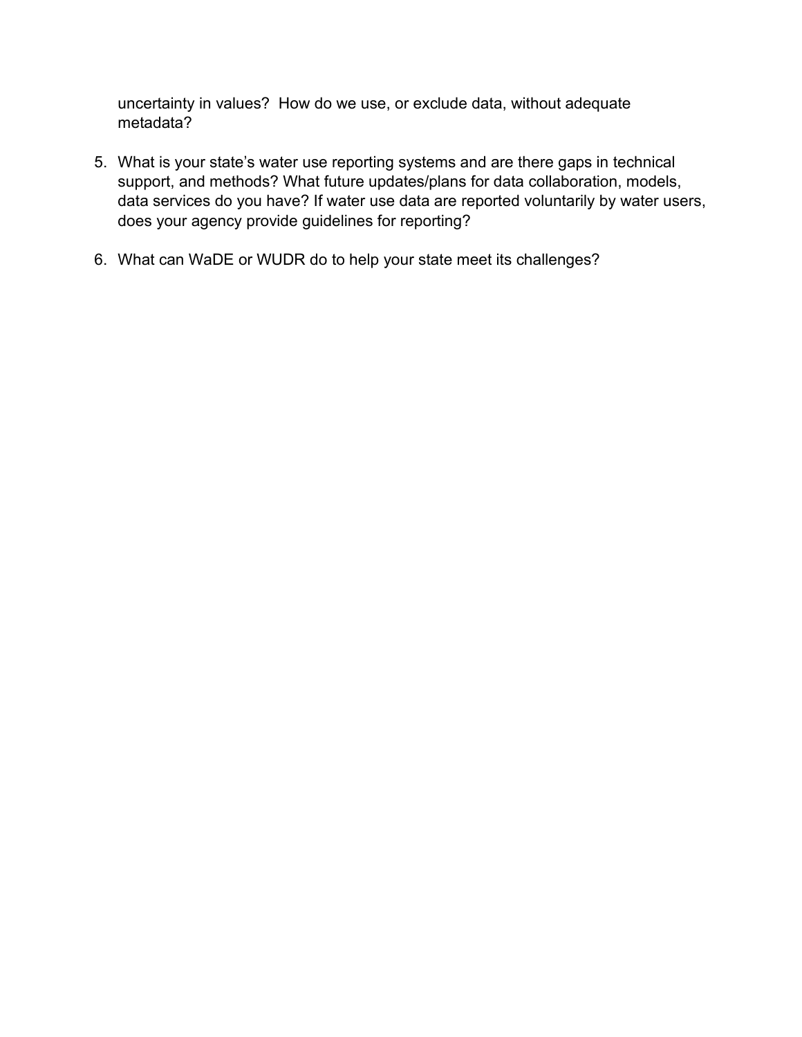uncertainty in values?  How do we use, or exclude data, without adequate metadata?

5. What is your state's water use reporting systems and are there gaps in technical support, and methods? What future updates/plans for data collaboration, models, data services do you have? If water use data are reported voluntarily by water users, does your agency provide guidelines for reporting?

6. What can WaDE or WUDR do to help your state meet its challenges?